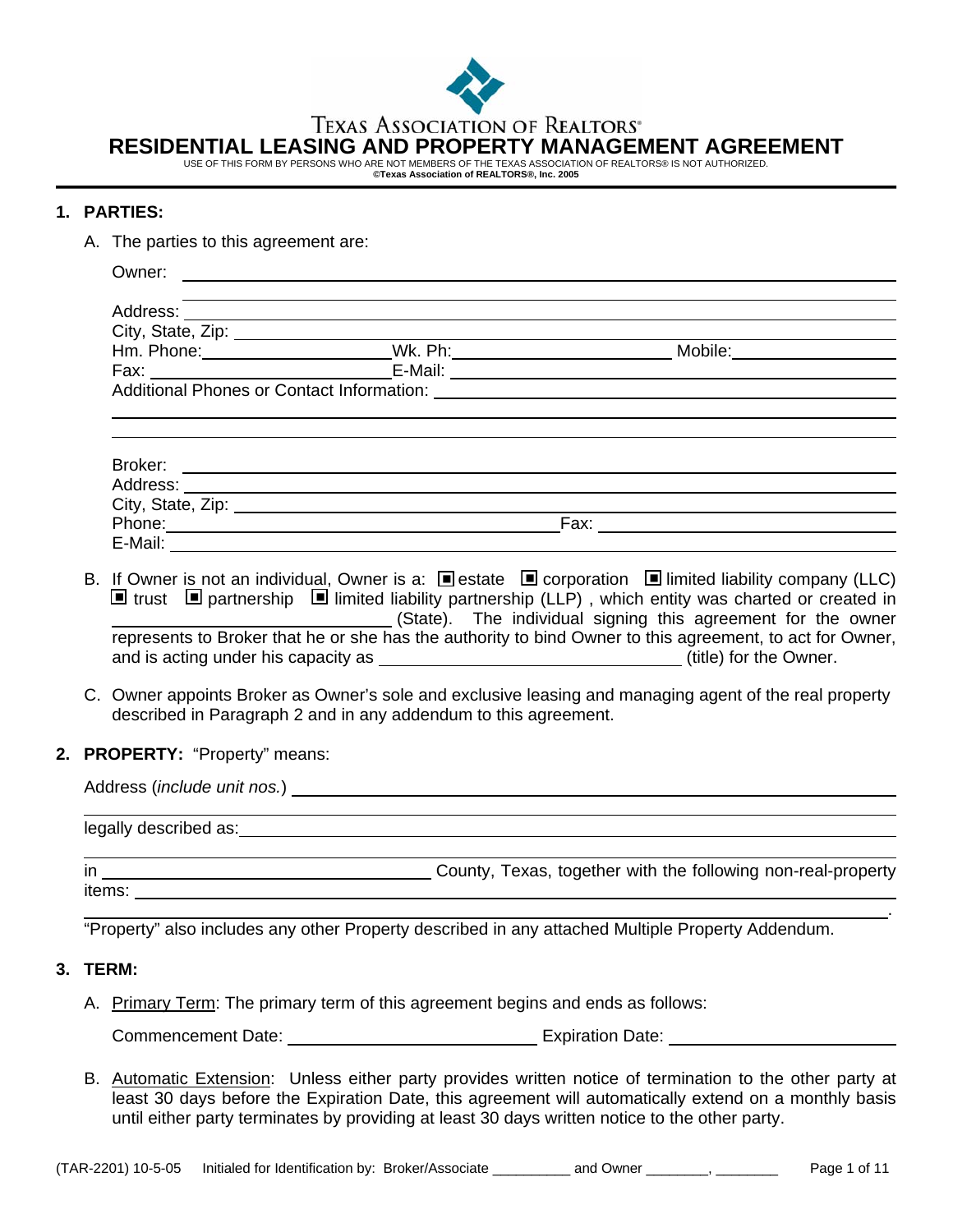TEXAS ASSOCIATION OF REALTORS®

# RESIDENTIAL LEASING AND PROPERTY MANAGEMENT AGREEMENT

USE OF THIS FORM BY PERSONS WHO ARE NOT MEMBERS OF THE TEXAS ASSOCIATION OF REALTORS® IS NOT AUTHORIZED.
**©Texas Association of REALTORS®, Inc. 2005**

## 1. PARTIES:

A. The parties to this agreement are:

Owner: ______________________________________________

______________________________________________

Address: ______________________________________________

City, State, Zip: ______________________________________________

Hm. Phone: ____________________ Wk. Ph: ____________________ Mobile: ____________________

Fax: ____________________ E-Mail: ______________________________

Additional Phones or Contact Information: ______________________________

______________________________________________

______________________________________________

Broker: ______________________________________________

Address: ______________________________________________

City, State, Zip: ______________________________________________

Phone: ______________________________ Fax: ______________________________

E-Mail: ______________________________________________

B. If Owner is not an individual, Owner is a: ■ estate ■ corporation ■ limited liability company (LLC) ■ trust ■ partnership ■ limited liability partnership (LLP) , which entity was charted or created in ____________________ (State). The individual signing this agreement for the owner represents to Broker that he or she has the authority to bind Owner to this agreement, to act for Owner, and is acting under his capacity as ______________________________ (title) for the Owner.

C. Owner appoints Broker as Owner's sole and exclusive leasing and managing agent of the real property described in Paragraph 2 and in any addendum to this agreement.

## 2. PROPERTY: "Property" means:

Address (*include unit nos.*) ______________________________________________

______________________________________________

legally described as: ______________________________________________

______________________________________________

in ______________________________ County, Texas, together with the following non-real-property items: ______________________________________________

______________________________________________.

"Property" also includes any other Property described in any attached Multiple Property Addendum.

## 3. TERM:

A. Primary Term: The primary term of this agreement begins and ends as follows:

Commencement Date: ______________________________ Expiration Date: ______________________________

B. Automatic Extension: Unless either party provides written notice of termination to the other party at least 30 days before the Expiration Date, this agreement will automatically extend on a monthly basis until either party terminates by providing at least 30 days written notice to the other party.

(TAR-2201) 10-5-05 Initialed for Identification by: Broker/Associate __________ and Owner ________, ________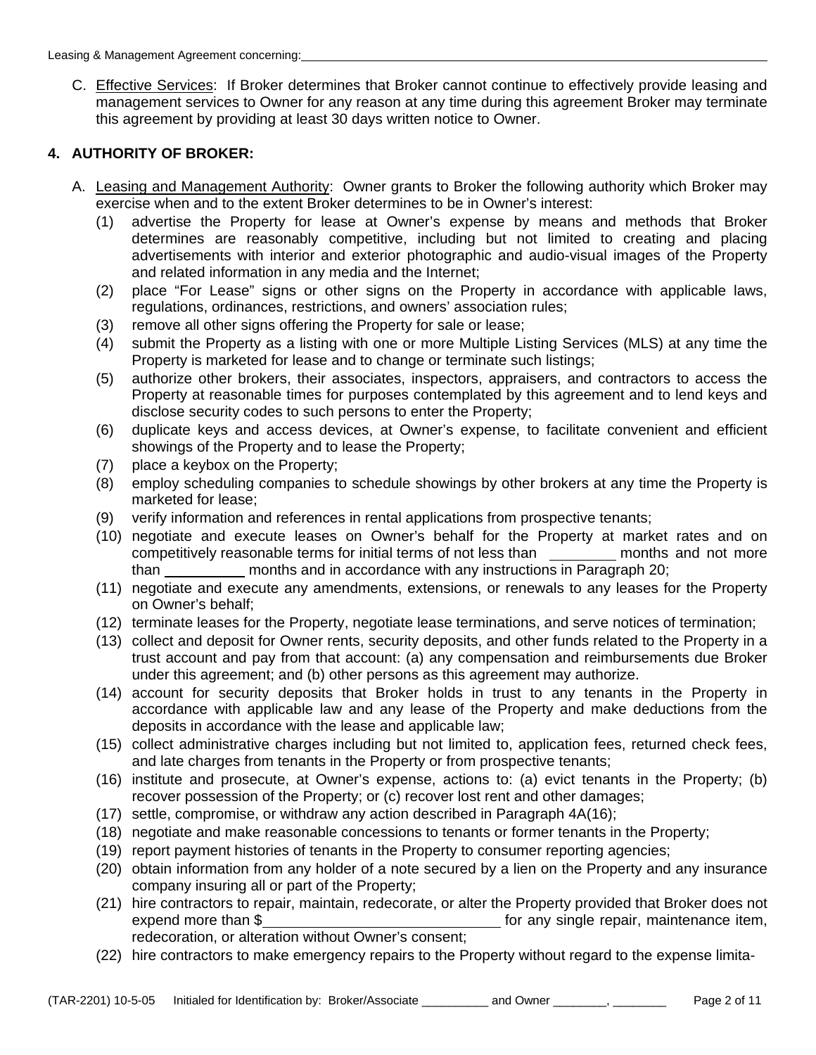C. Effective Services: If Broker determines that Broker cannot continue to effectively provide leasing and management services to Owner for any reason at any time during this agreement Broker may terminate this agreement by providing at least 30 days written notice to Owner.

## 4. AUTHORITY OF BROKER:

A. Leasing and Management Authority: Owner grants to Broker the following authority which Broker may exercise when and to the extent Broker determines to be in Owner's interest:

(1) advertise the Property for lease at Owner's expense by means and methods that Broker determines are reasonably competitive, including but not limited to creating and placing advertisements with interior and exterior photographic and audio-visual images of the Property and related information in any media and the Internet;

(2) place "For Lease" signs or other signs on the Property in accordance with applicable laws, regulations, ordinances, restrictions, and owners' association rules;

(3) remove all other signs offering the Property for sale or lease;

(4) submit the Property as a listing with one or more Multiple Listing Services (MLS) at any time the Property is marketed for lease and to change or terminate such listings;

(5) authorize other brokers, their associates, inspectors, appraisers, and contractors to access the Property at reasonable times for purposes contemplated by this agreement and to lend keys and disclose security codes to such persons to enter the Property;

(6) duplicate keys and access devices, at Owner's expense, to facilitate convenient and efficient showings of the Property and to lease the Property;

(7) place a keybox on the Property;

(8) employ scheduling companies to schedule showings by other brokers at any time the Property is marketed for lease;

(9) verify information and references in rental applications from prospective tenants;

(10) negotiate and execute leases on Owner's behalf for the Property at market rates and on competitively reasonable terms for initial terms of not less than ________ months and not more than __________ months and in accordance with any instructions in Paragraph 20;

(11) negotiate and execute any amendments, extensions, or renewals to any leases for the Property on Owner's behalf;

(12) terminate leases for the Property, negotiate lease terminations, and serve notices of termination;

(13) collect and deposit for Owner rents, security deposits, and other funds related to the Property in a trust account and pay from that account: (a) any compensation and reimbursements due Broker under this agreement; and (b) other persons as this agreement may authorize.

(14) account for security deposits that Broker holds in trust to any tenants in the Property in accordance with applicable law and any lease of the Property and make deductions from the deposits in accordance with the lease and applicable law;

(15) collect administrative charges including but not limited to, application fees, returned check fees, and late charges from tenants in the Property or from prospective tenants;

(16) institute and prosecute, at Owner's expense, actions to: (a) evict tenants in the Property; (b) recover possession of the Property; or (c) recover lost rent and other damages;

(17) settle, compromise, or withdraw any action described in Paragraph 4A(16);

(18) negotiate and make reasonable concessions to tenants or former tenants in the Property;

(19) report payment histories of tenants in the Property to consumer reporting agencies;

(20) obtain information from any holder of a note secured by a lien on the Property and any insurance company insuring all or part of the Property;

(21) hire contractors to repair, maintain, redecorate, or alter the Property provided that Broker does not expend more than $______________________________ for any single repair, maintenance item, redecoration, or alteration without Owner's consent;

(22) hire contractors to make emergency repairs to the Property without regard to the expense limita-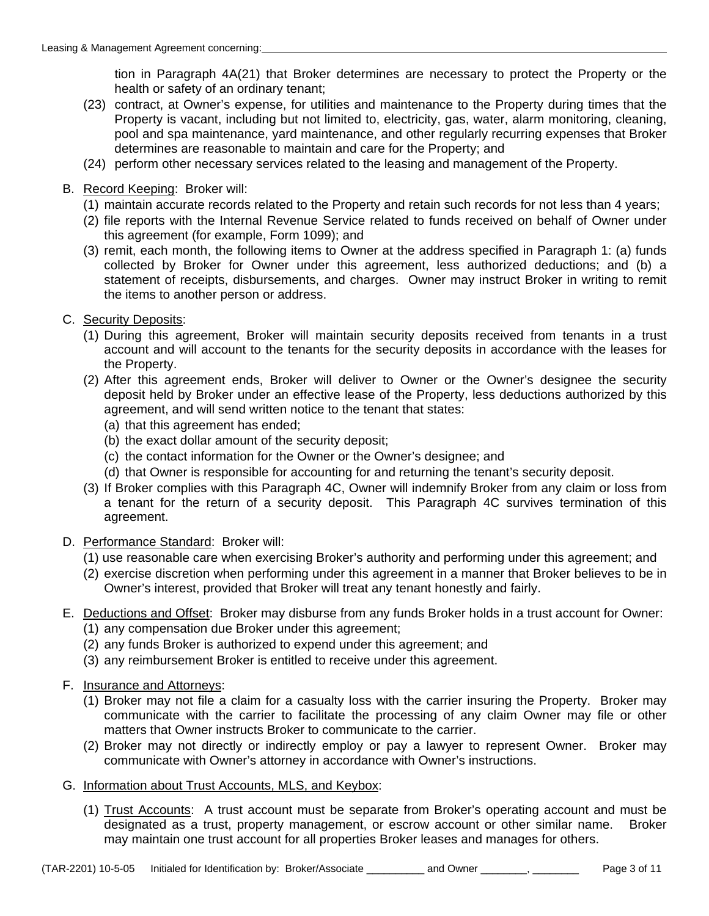tion in Paragraph 4A(21) that Broker determines are necessary to protect the Property or the health or safety of an ordinary tenant;

(23) contract, at Owner's expense, for utilities and maintenance to the Property during times that the Property is vacant, including but not limited to, electricity, gas, water, alarm monitoring, cleaning, pool and spa maintenance, yard maintenance, and other regularly recurring expenses that Broker determines are reasonable to maintain and care for the Property; and

(24) perform other necessary services related to the leasing and management of the Property.

B. Record Keeping: Broker will:

(1) maintain accurate records related to the Property and retain such records for not less than 4 years;

(2) file reports with the Internal Revenue Service related to funds received on behalf of Owner under this agreement (for example, Form 1099); and

(3) remit, each month, the following items to Owner at the address specified in Paragraph 1: (a) funds collected by Broker for Owner under this agreement, less authorized deductions; and (b) a statement of receipts, disbursements, and charges. Owner may instruct Broker in writing to remit the items to another person or address.

C. Security Deposits:

(1) During this agreement, Broker will maintain security deposits received from tenants in a trust account and will account to the tenants for the security deposits in accordance with the leases for the Property.

(2) After this agreement ends, Broker will deliver to Owner or the Owner's designee the security deposit held by Broker under an effective lease of the Property, less deductions authorized by this agreement, and will send written notice to the tenant that states:

(a) that this agreement has ended;

(b) the exact dollar amount of the security deposit;

(c) the contact information for the Owner or the Owner's designee; and

(d) that Owner is responsible for accounting for and returning the tenant's security deposit.

(3) If Broker complies with this Paragraph 4C, Owner will indemnify Broker from any claim or loss from a tenant for the return of a security deposit. This Paragraph 4C survives termination of this agreement.

D. Performance Standard: Broker will:

(1) use reasonable care when exercising Broker's authority and performing under this agreement; and

(2) exercise discretion when performing under this agreement in a manner that Broker believes to be in Owner's interest, provided that Broker will treat any tenant honestly and fairly.

E. Deductions and Offset: Broker may disburse from any funds Broker holds in a trust account for Owner:

(1) any compensation due Broker under this agreement;

(2) any funds Broker is authorized to expend under this agreement; and

(3) any reimbursement Broker is entitled to receive under this agreement.

F. Insurance and Attorneys:

(1) Broker may not file a claim for a casualty loss with the carrier insuring the Property. Broker may communicate with the carrier to facilitate the processing of any claim Owner may file or other matters that Owner instructs Broker to communicate to the carrier.

(2) Broker may not directly or indirectly employ or pay a lawyer to represent Owner. Broker may communicate with Owner's attorney in accordance with Owner's instructions.

G. Information about Trust Accounts, MLS, and Keybox:

(1) Trust Accounts: A trust account must be separate from Broker's operating account and must be designated as a trust, property management, or escrow account or other similar name. Broker may maintain one trust account for all properties Broker leases and manages for others.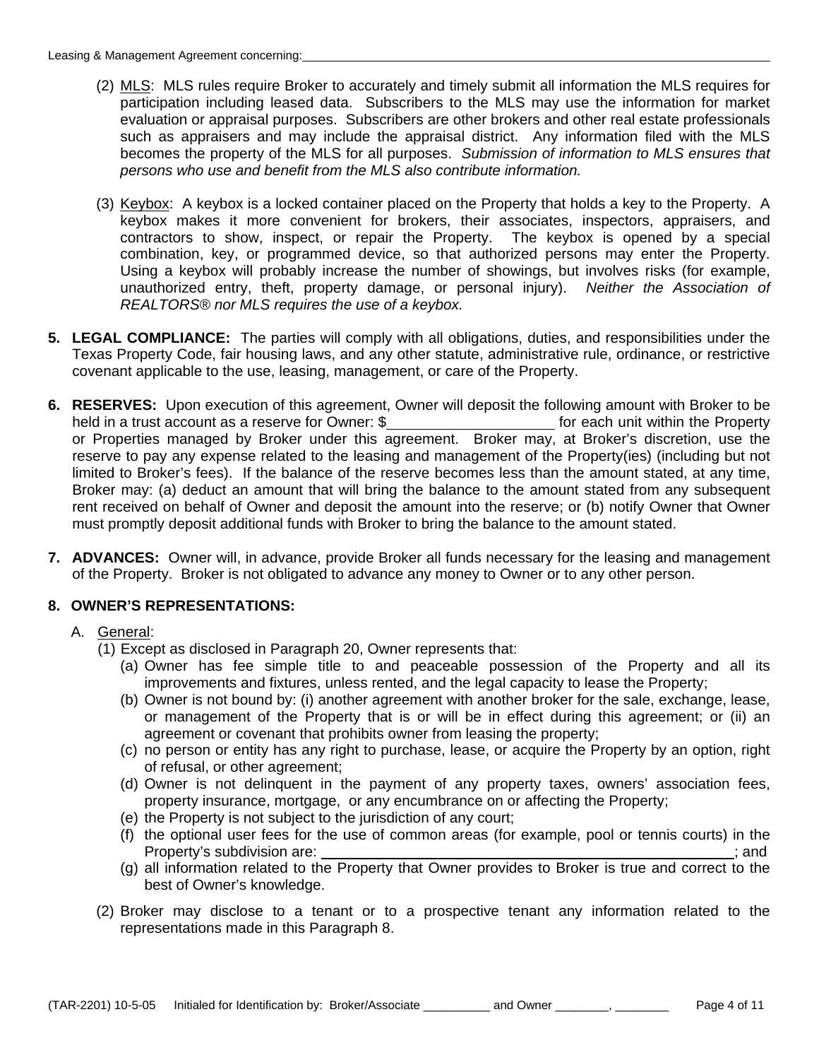(2) <u>MLS</u>: MLS rules require Broker to accurately and timely submit all information the MLS requires for participation including leased data. Subscribers to the MLS may use the information for market evaluation or appraisal purposes. Subscribers are other brokers and other real estate professionals such as appraisers and may include the appraisal district. Any information filed with the MLS becomes the property of the MLS for all purposes. *Submission of information to MLS ensures that persons who use and benefit from the MLS also contribute information.*

(3) <u>Keybox</u>: A keybox is a locked container placed on the Property that holds a key to the Property. A keybox makes it more convenient for brokers, their associates, inspectors, appraisers, and contractors to show, inspect, or repair the Property. The keybox is opened by a special combination, key, or programmed device, so that authorized persons may enter the Property. Using a keybox will probably increase the number of showings, but involves risks (for example, unauthorized entry, theft, property damage, or personal injury). *Neither the Association of REALTORS® nor MLS requires the use of a keybox.*

**5. LEGAL COMPLIANCE:** The parties will comply with all obligations, duties, and responsibilities under the Texas Property Code, fair housing laws, and any other statute, administrative rule, ordinance, or restrictive covenant applicable to the use, leasing, management, or care of the Property.

**6. RESERVES:** Upon execution of this agreement, Owner will deposit the following amount with Broker to be held in a trust account as a reserve for Owner: $____________________ for each unit within the Property or Properties managed by Broker under this agreement. Broker may, at Broker's discretion, use the reserve to pay any expense related to the leasing and management of the Property(ies) (including but not limited to Broker's fees). If the balance of the reserve becomes less than the amount stated, at any time, Broker may: (a) deduct an amount that will bring the balance to the amount stated from any subsequent rent received on behalf of Owner and deposit the amount into the reserve; or (b) notify Owner that Owner must promptly deposit additional funds with Broker to bring the balance to the amount stated.

**7. ADVANCES:** Owner will, in advance, provide Broker all funds necessary for the leasing and management of the Property. Broker is not obligated to advance any money to Owner or to any other person.

**8. OWNER'S REPRESENTATIONS:**

A. <u>General</u>:

(1) Except as disclosed in Paragraph 20, Owner represents that:

(a) Owner has fee simple title to and peaceable possession of the Property and all its improvements and fixtures, unless rented, and the legal capacity to lease the Property;

(b) Owner is not bound by: (i) another agreement with another broker for the sale, exchange, lease, or management of the Property that is or will be in effect during this agreement; or (ii) an agreement or covenant that prohibits owner from leasing the property;

(c) no person or entity has any right to purchase, lease, or acquire the Property by an option, right of refusal, or other agreement;

(d) Owner is not delinquent in the payment of any property taxes, owners' association fees, property insurance, mortgage, or any encumbrance on or affecting the Property;

(e) the Property is not subject to the jurisdiction of any court;

(f) the optional user fees for the use of common areas (for example, pool or tennis courts) in the Property's subdivision are: ______________________________________________; and

(g) all information related to the Property that Owner provides to Broker is true and correct to the best of Owner's knowledge.

(2) Broker may disclose to a tenant or to a prospective tenant any information related to the representations made in this Paragraph 8.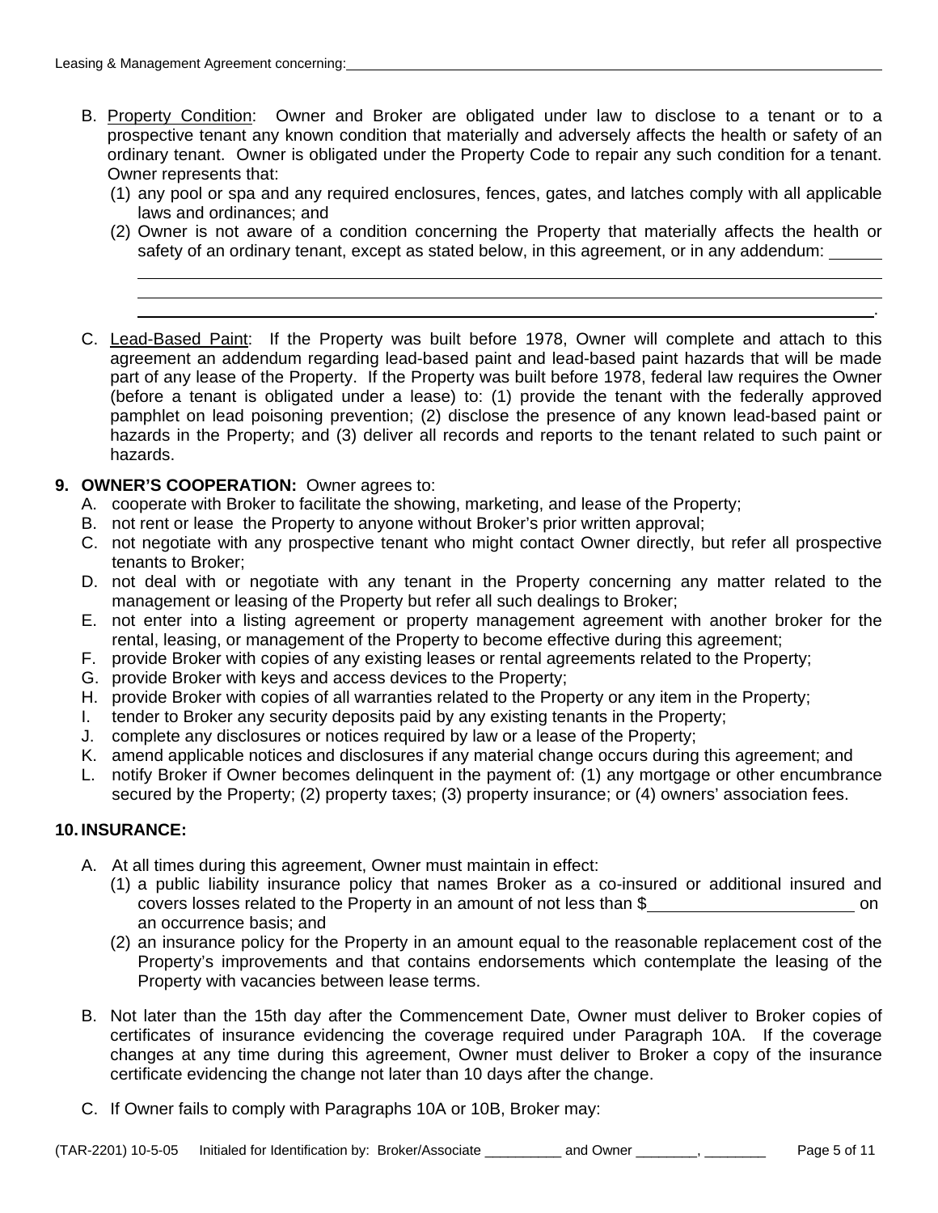B. Property Condition: Owner and Broker are obligated under law to disclose to a tenant or to a prospective tenant any known condition that materially and adversely affects the health or safety of an ordinary tenant. Owner is obligated under the Property Code to repair any such condition for a tenant. Owner represents that:

   (1) any pool or spa and any required enclosures, fences, gates, and latches comply with all applicable laws and ordinances; and

   (2) Owner is not aware of a condition concerning the Property that materially affects the health or safety of an ordinary tenant, except as stated below, in this agreement, or in any addendum: ______
   ________________________________________________________________________________
   ________________________________________________________________________________
   ________________________________________________________________________________.

C. Lead-Based Paint: If the Property was built before 1978, Owner will complete and attach to this agreement an addendum regarding lead-based paint and lead-based paint hazards that will be made part of any lease of the Property. If the Property was built before 1978, federal law requires the Owner (before a tenant is obligated under a lease) to: (1) provide the tenant with the federally approved pamphlet on lead poisoning prevention; (2) disclose the presence of any known lead-based paint or hazards in the Property; and (3) deliver all records and reports to the tenant related to such paint or hazards.

**9. OWNER'S COOPERATION:** Owner agrees to:

A. cooperate with Broker to facilitate the showing, marketing, and lease of the Property;
B. not rent or lease the Property to anyone without Broker's prior written approval;
C. not negotiate with any prospective tenant who might contact Owner directly, but refer all prospective tenants to Broker;
D. not deal with or negotiate with any tenant in the Property concerning any matter related to the management or leasing of the Property but refer all such dealings to Broker;
E. not enter into a listing agreement or property management agreement with another broker for the rental, leasing, or management of the Property to become effective during this agreement;
F. provide Broker with copies of any existing leases or rental agreements related to the Property;
G. provide Broker with keys and access devices to the Property;
H. provide Broker with copies of all warranties related to the Property or any item in the Property;
I. tender to Broker any security deposits paid by any existing tenants in the Property;
J. complete any disclosures or notices required by law or a lease of the Property;
K. amend applicable notices and disclosures if any material change occurs during this agreement; and
L. notify Broker if Owner becomes delinquent in the payment of: (1) any mortgage or other encumbrance secured by the Property; (2) property taxes; (3) property insurance; or (4) owners' association fees.

**10. INSURANCE:**

A. At all times during this agreement, Owner must maintain in effect:

   (1) a public liability insurance policy that names Broker as a co-insured or additional insured and covers losses related to the Property in an amount of not less than $______________________ on an occurrence basis; and

   (2) an insurance policy for the Property in an amount equal to the reasonable replacement cost of the Property's improvements and that contains endorsements which contemplate the leasing of the Property with vacancies between lease terms.

B. Not later than the 15th day after the Commencement Date, Owner must deliver to Broker copies of certificates of insurance evidencing the coverage required under Paragraph 10A. If the coverage changes at any time during this agreement, Owner must deliver to Broker a copy of the insurance certificate evidencing the change not later than 10 days after the change.

C. If Owner fails to comply with Paragraphs 10A or 10B, Broker may: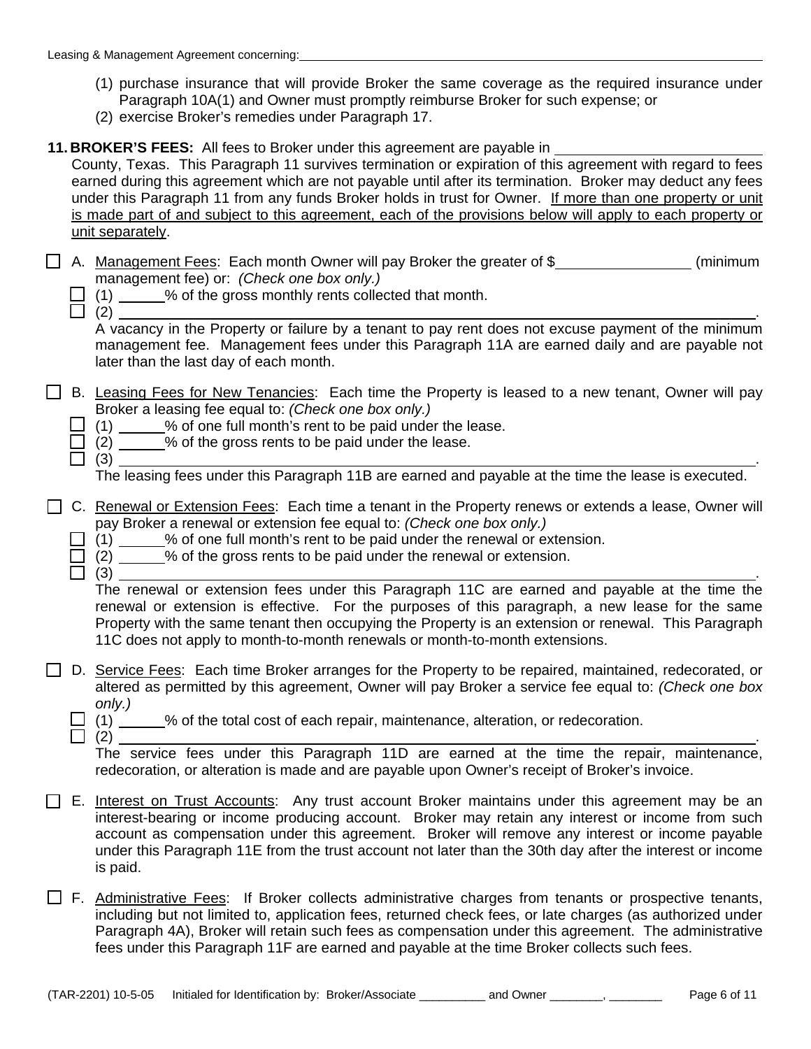(1) purchase insurance that will provide Broker the same coverage as the required insurance under Paragraph 10A(1) and Owner must promptly reimburse Broker for such expense; or
(2) exercise Broker's remedies under Paragraph 17.

**11. BROKER'S FEES:** All fees to Broker under this agreement are payable in \_\_\_\_\_\_\_\_\_\_\_\_\_\_\_\_\_\_\_\_\_\_\_\_\_\_ County, Texas. This Paragraph 11 survives termination or expiration of this agreement with regard to fees earned during this agreement which are not payable until after its termination. Broker may deduct any fees under this Paragraph 11 from any funds Broker holds in trust for Owner. <u>If more than one property or unit is made part of and subject to this agreement, each of the provisions below will apply to each property or unit separately</u>.

☐ A. <u>Management Fees</u>: Each month Owner will pay Broker the greater of $\_\_\_\_\_\_\_\_\_\_\_\_\_\_\_\_\_ (minimum management fee) or: *(Check one box only.)*
☐ (1) \_\_\_\_\_\_% of the gross monthly rents collected that month.
☐ (2) \_\_\_\_\_\_\_\_\_\_\_\_\_\_\_\_\_\_\_\_\_\_\_\_\_\_\_\_\_\_\_\_\_\_\_\_\_\_\_\_\_\_\_\_\_\_\_\_\_\_\_\_\_\_\_\_\_\_\_\_\_\_\_\_\_\_\_\_\_\_\_\_\_\_.
A vacancy in the Property or failure by a tenant to pay rent does not excuse payment of the minimum management fee. Management fees under this Paragraph 11A are earned daily and are payable not later than the last day of each month.

☐ B. <u>Leasing Fees for New Tenancies</u>: Each time the Property is leased to a new tenant, Owner will pay Broker a leasing fee equal to: *(Check one box only.)*
☐ (1) \_\_\_\_\_\_% of one full month's rent to be paid under the lease.
☐ (2) \_\_\_\_\_\_% of the gross rents to be paid under the lease.
☐ (3) \_\_\_\_\_\_\_\_\_\_\_\_\_\_\_\_\_\_\_\_\_\_\_\_\_\_\_\_\_\_\_\_\_\_\_\_\_\_\_\_\_\_\_\_\_\_\_\_\_\_\_\_\_\_\_\_\_\_\_\_\_\_\_\_\_\_\_\_\_\_\_\_\_\_.
The leasing fees under this Paragraph 11B are earned and payable at the time the lease is executed.

☐ C. <u>Renewal or Extension Fees</u>: Each time a tenant in the Property renews or extends a lease, Owner will pay Broker a renewal or extension fee equal to: *(Check one box only.)*
☐ (1) \_\_\_\_\_\_% of one full month's rent to be paid under the renewal or extension.
☐ (2) \_\_\_\_\_\_% of the gross rents to be paid under the renewal or extension.
☐ (3) \_\_\_\_\_\_\_\_\_\_\_\_\_\_\_\_\_\_\_\_\_\_\_\_\_\_\_\_\_\_\_\_\_\_\_\_\_\_\_\_\_\_\_\_\_\_\_\_\_\_\_\_\_\_\_\_\_\_\_\_\_\_\_\_\_\_\_\_\_\_\_\_\_\_.
The renewal or extension fees under this Paragraph 11C are earned and payable at the time the renewal or extension is effective. For the purposes of this paragraph, a new lease for the same Property with the same tenant then occupying the Property is an extension or renewal. This Paragraph 11C does not apply to month-to-month renewals or month-to-month extensions.

☐ D. <u>Service Fees</u>: Each time Broker arranges for the Property to be repaired, maintained, redecorated, or altered as permitted by this agreement, Owner will pay Broker a service fee equal to: *(Check one box only.)*
☐ (1) \_\_\_\_\_\_% of the total cost of each repair, maintenance, alteration, or redecoration.
☐ (2) \_\_\_\_\_\_\_\_\_\_\_\_\_\_\_\_\_\_\_\_\_\_\_\_\_\_\_\_\_\_\_\_\_\_\_\_\_\_\_\_\_\_\_\_\_\_\_\_\_\_\_\_\_\_\_\_\_\_\_\_\_\_\_\_\_\_\_\_\_\_\_\_\_\_.
The service fees under this Paragraph 11D are earned at the time the repair, maintenance, redecoration, or alteration is made and are payable upon Owner's receipt of Broker's invoice.

☐ E. <u>Interest on Trust Accounts</u>: Any trust account Broker maintains under this agreement may be an interest-bearing or income producing account. Broker may retain any interest or income from such account as compensation under this agreement. Broker will remove any interest or income payable under this Paragraph 11E from the trust account not later than the 30th day after the interest or income is paid.

☐ F. <u>Administrative Fees</u>: If Broker collects administrative charges from tenants or prospective tenants, including but not limited to, application fees, returned check fees, or late charges (as authorized under Paragraph 4A), Broker will retain such fees as compensation under this agreement. The administrative fees under this Paragraph 11F are earned and payable at the time Broker collects such fees.

(TAR-2201) 10-5-05 Initialed for Identification by: Broker/Associate \_\_\_\_\_\_\_\_\_\_ and Owner \_\_\_\_\_\_\_\_, \_\_\_\_\_\_\_\_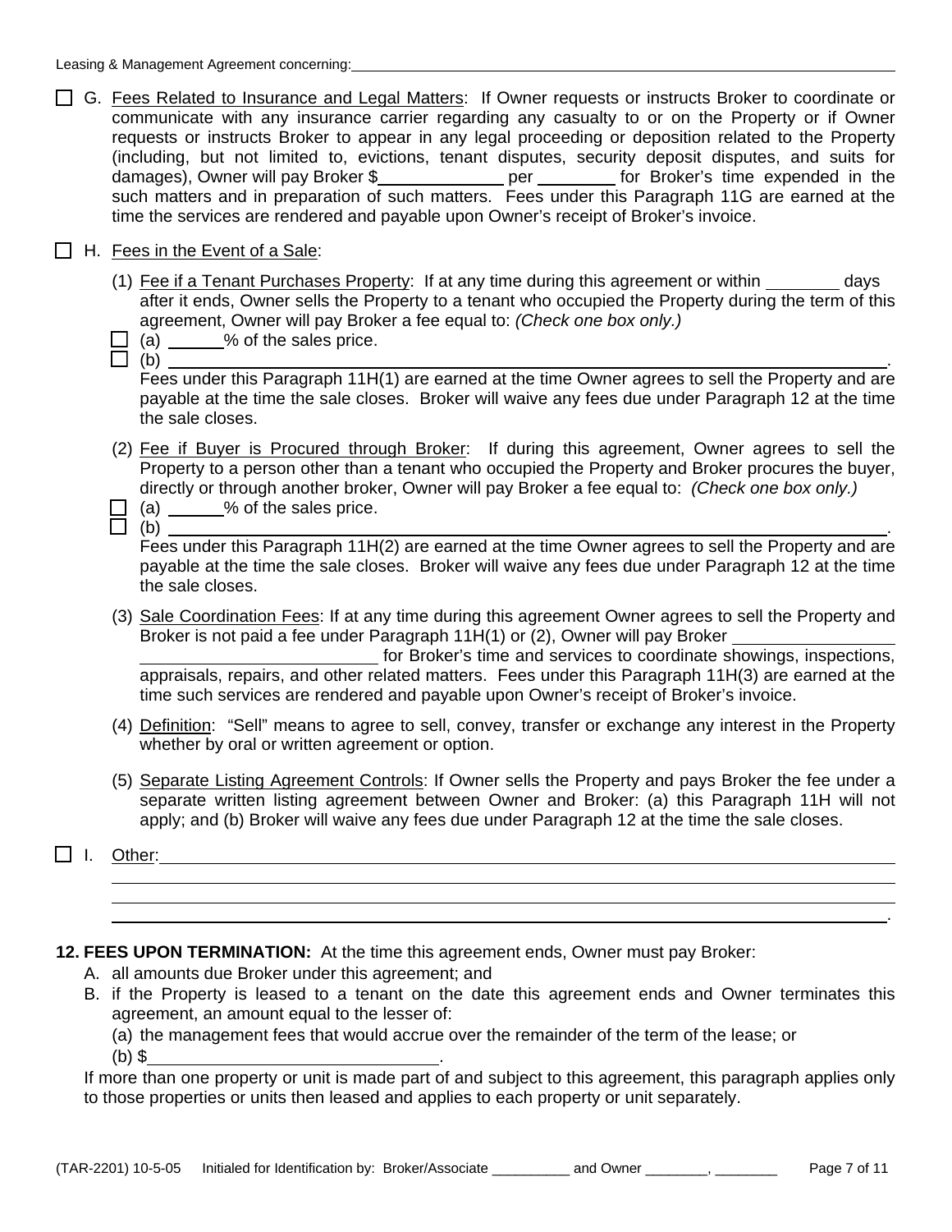Leasing & Management Agreement concerning: ____________________

☐ G. Fees Related to Insurance and Legal Matters: If Owner requests or instructs Broker to coordinate or communicate with any insurance carrier regarding any casualty to or on the Property or if Owner requests or instructs Broker to appear in any legal proceeding or deposition related to the Property (including, but not limited to, evictions, tenant disputes, security deposit disputes, and suits for damages), Owner will pay Broker $____________ per ________ for Broker's time expended in the such matters and in preparation of such matters. Fees under this Paragraph 11G are earned at the time the services are rendered and payable upon Owner's receipt of Broker's invoice.

☐ H. Fees in the Event of a Sale:

(1) Fee if a Tenant Purchases Property: If at any time during this agreement or within ________ days after it ends, Owner sells the Property to a tenant who occupied the Property during the term of this agreement, Owner will pay Broker a fee equal to: *(Check one box only.)*

☐ (a) ______% of the sales price.

☐ (b) ____________________________________________.

Fees under this Paragraph 11H(1) are earned at the time Owner agrees to sell the Property and are payable at the time the sale closes. Broker will waive any fees due under Paragraph 12 at the time the sale closes.

(2) Fee if Buyer is Procured through Broker: If during this agreement, Owner agrees to sell the Property to a person other than a tenant who occupied the Property and Broker procures the buyer, directly or through another broker, Owner will pay Broker a fee equal to: *(Check one box only.)*

☐ (a) ______% of the sales price.

☐ (b) ____________________________________________.

Fees under this Paragraph 11H(2) are earned at the time Owner agrees to sell the Property and are payable at the time the sale closes. Broker will waive any fees due under Paragraph 12 at the time the sale closes.

(3) Sale Coordination Fees: If at any time during this agreement Owner agrees to sell the Property and Broker is not paid a fee under Paragraph 11H(1) or (2), Owner will pay Broker ____________________ ____________________ for Broker's time and services to coordinate showings, inspections, appraisals, repairs, and other related matters. Fees under this Paragraph 11H(3) are earned at the time such services are rendered and payable upon Owner's receipt of Broker's invoice.

(4) Definition: "Sell" means to agree to sell, convey, transfer or exchange any interest in the Property whether by oral or written agreement or option.

(5) Separate Listing Agreement Controls: If Owner sells the Property and pays Broker the fee under a separate written listing agreement between Owner and Broker: (a) this Paragraph 11H will not apply; and (b) Broker will waive any fees due under Paragraph 12 at the time the sale closes.

☐ I. Other: ____________________________________________
____________________________________________
____________________________________________
____________________________________________.

**12. FEES UPON TERMINATION:** At the time this agreement ends, Owner must pay Broker:

A. all amounts due Broker under this agreement; and

B. if the Property is leased to a tenant on the date this agreement ends and Owner terminates this agreement, an amount equal to the lesser of:

(a) the management fees that would accrue over the remainder of the term of the lease; or

(b) $____________________.

If more than one property or unit is made part of and subject to this agreement, this paragraph applies only to those properties or units then leased and applies to each property or unit separately.

(TAR-2201) 10-5-05 Initialed for Identification by: Broker/Associate __________ and Owner ________, ________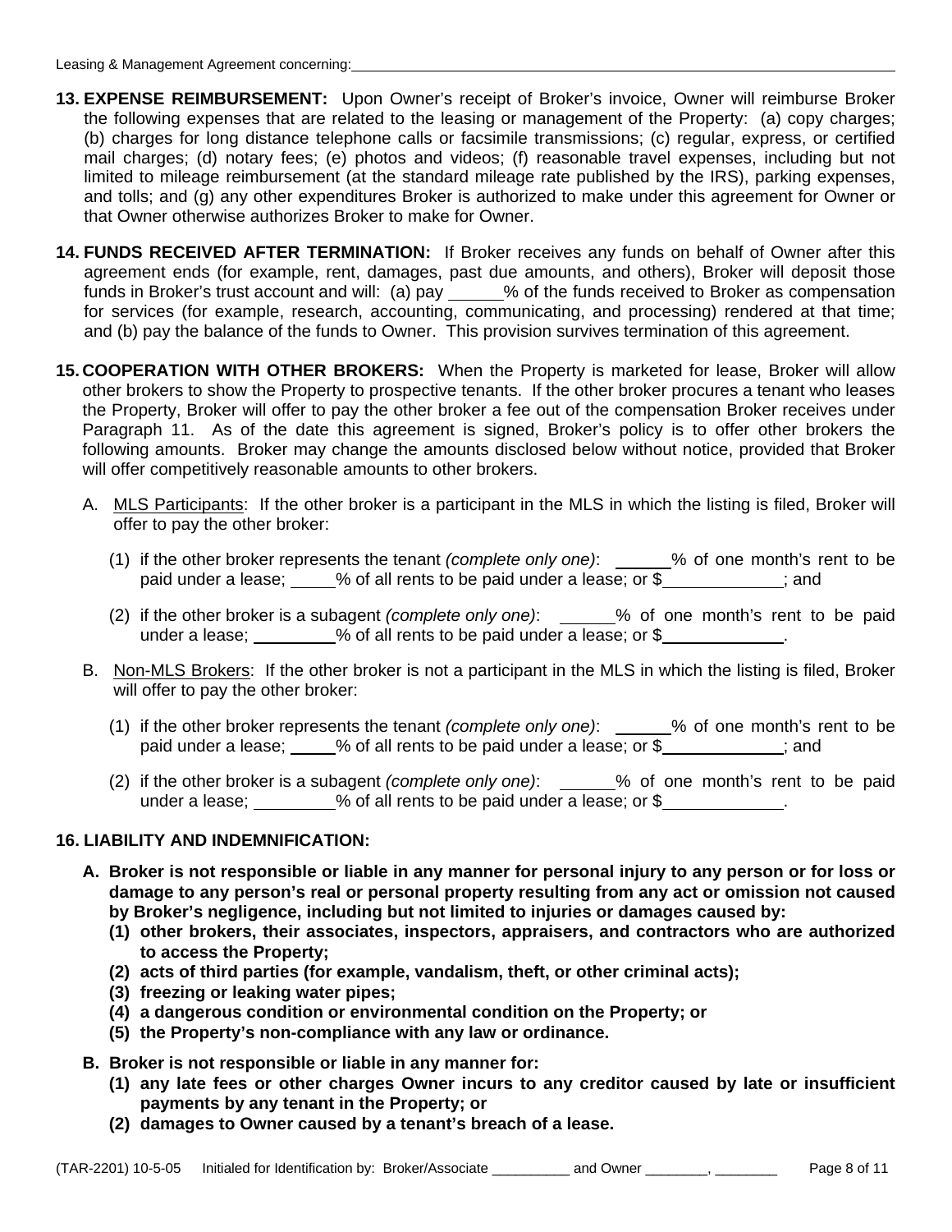**13. EXPENSE REIMBURSEMENT:** Upon Owner's receipt of Broker's invoice, Owner will reimburse Broker the following expenses that are related to the leasing or management of the Property: (a) copy charges; (b) charges for long distance telephone calls or facsimile transmissions; (c) regular, express, or certified mail charges; (d) notary fees; (e) photos and videos; (f) reasonable travel expenses, including but not limited to mileage reimbursement (at the standard mileage rate published by the IRS), parking expenses, and tolls; and (g) any other expenditures Broker is authorized to make under this agreement for Owner or that Owner otherwise authorizes Broker to make for Owner.

**14. FUNDS RECEIVED AFTER TERMINATION:** If Broker receives any funds on behalf of Owner after this agreement ends (for example, rent, damages, past due amounts, and others), Broker will deposit those funds in Broker's trust account and will: (a) pay ______% of the funds received to Broker as compensation for services (for example, research, accounting, communicating, and processing) rendered at that time; and (b) pay the balance of the funds to Owner. This provision survives termination of this agreement.

**15. COOPERATION WITH OTHER BROKERS:** When the Property is marketed for lease, Broker will allow other brokers to show the Property to prospective tenants. If the other broker procures a tenant who leases the Property, Broker will offer to pay the other broker a fee out of the compensation Broker receives under Paragraph 11. As of the date this agreement is signed, Broker's policy is to offer other brokers the following amounts. Broker may change the amounts disclosed below without notice, provided that Broker will offer competitively reasonable amounts to other brokers.

A. MLS Participants: If the other broker is a participant in the MLS in which the listing is filed, Broker will offer to pay the other broker:

(1) if the other broker represents the tenant *(complete only one)*: ______% of one month's rent to be paid under a lease; _____% of all rents to be paid under a lease; or $_____________; and

(2) if the other broker is a subagent *(complete only one)*: ______% of one month's rent to be paid under a lease; _________% of all rents to be paid under a lease; or $_____________.

B. Non-MLS Brokers: If the other broker is not a participant in the MLS in which the listing is filed, Broker will offer to pay the other broker:

(1) if the other broker represents the tenant *(complete only one)*: ______% of one month's rent to be paid under a lease; _____% of all rents to be paid under a lease; or $_____________; and

(2) if the other broker is a subagent *(complete only one)*: ______% of one month's rent to be paid under a lease; _________% of all rents to be paid under a lease; or $_____________.

**16. LIABILITY AND INDEMNIFICATION:**

**A. Broker is not responsible or liable in any manner for personal injury to any person or for loss or damage to any person's real or personal property resulting from any act or omission not caused by Broker's negligence, including but not limited to injuries or damages caused by:**
**(1) other brokers, their associates, inspectors, appraisers, and contractors who are authorized to access the Property;**
**(2) acts of third parties (for example, vandalism, theft, or other criminal acts);**
**(3) freezing or leaking water pipes;**
**(4) a dangerous condition or environmental condition on the Property; or**
**(5) the Property's non-compliance with any law or ordinance.**

**B. Broker is not responsible or liable in any manner for:**
**(1) any late fees or other charges Owner incurs to any creditor caused by late or insufficient payments by any tenant in the Property; or**
**(2) damages to Owner caused by a tenant's breach of a lease.**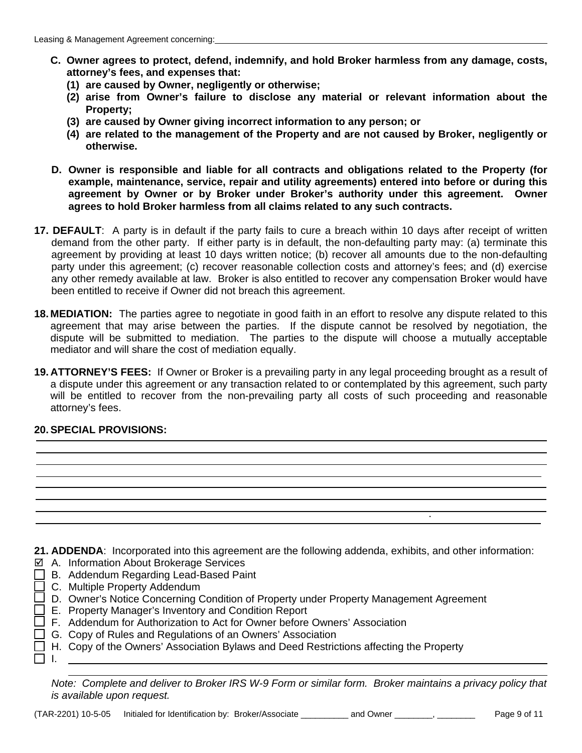Leasing & Management Agreement concerning: ______________________

**C. Owner agrees to protect, defend, indemnify, and hold Broker harmless from any damage, costs, attorney's fees, and expenses that:**
   **(1) are caused by Owner, negligently or otherwise;**
   **(2) arise from Owner's failure to disclose any material or relevant information about the Property;**
   **(3) are caused by Owner giving incorrect information to any person; or**
   **(4) are related to the management of the Property and are not caused by Broker, negligently or otherwise.**

**D. Owner is responsible and liable for all contracts and obligations related to the Property (for example, maintenance, service, repair and utility agreements) entered into before or during this agreement by Owner or by Broker under Broker's authority under this agreement. Owner agrees to hold Broker harmless from all claims related to any such contracts.**

**17. DEFAULT**: A party is in default if the party fails to cure a breach within 10 days after receipt of written demand from the other party. If either party is in default, the non-defaulting party may: (a) terminate this agreement by providing at least 10 days written notice; (b) recover all amounts due to the non-defaulting party under this agreement; (c) recover reasonable collection costs and attorney's fees; and (d) exercise any other remedy available at law. Broker is also entitled to recover any compensation Broker would have been entitled to receive if Owner did not breach this agreement.

**18. MEDIATION:** The parties agree to negotiate in good faith in an effort to resolve any dispute related to this agreement that may arise between the parties. If the dispute cannot be resolved by negotiation, the dispute will be submitted to mediation. The parties to the dispute will choose a mutually acceptable mediator and will share the cost of mediation equally.

**19. ATTORNEY'S FEES:** If Owner or Broker is a prevailing party in any legal proceeding brought as a result of a dispute under this agreement or any transaction related to or contemplated by this agreement, such party will be entitled to recover from the non-prevailing party all costs of such proceeding and reasonable attorney's fees.

**20. SPECIAL PROVISIONS:**

______________________________________________________________________________

______________________________________________________________________________

______________________________________________________________________________

______________________________________________________________________________

______________________________________________________________________________

______________________________________________________________________________

______________________________________________________________________________ .

______________________________________________________________________________

**21. ADDENDA**: Incorporated into this agreement are the following addenda, exhibits, and other information:

- ☑ A. Information About Brokerage Services
- ☐ B. Addendum Regarding Lead-Based Paint
- ☐ C. Multiple Property Addendum
- ☐ D. Owner's Notice Concerning Condition of Property under Property Management Agreement
- ☐ E. Property Manager's Inventory and Condition Report
- ☐ F. Addendum for Authorization to Act for Owner before Owners' Association
- ☐ G. Copy of Rules and Regulations of an Owners' Association
- ☐ H. Copy of the Owners' Association Bylaws and Deed Restrictions affecting the Property
- ☐ I. ______________________________________________________________________

*Note: Complete and deliver to Broker IRS W-9 Form or similar form. Broker maintains a privacy policy that is available upon request.*

(TAR-2201) 10-5-05 Initialed for Identification by: Broker/Associate __________ and Owner ________, ________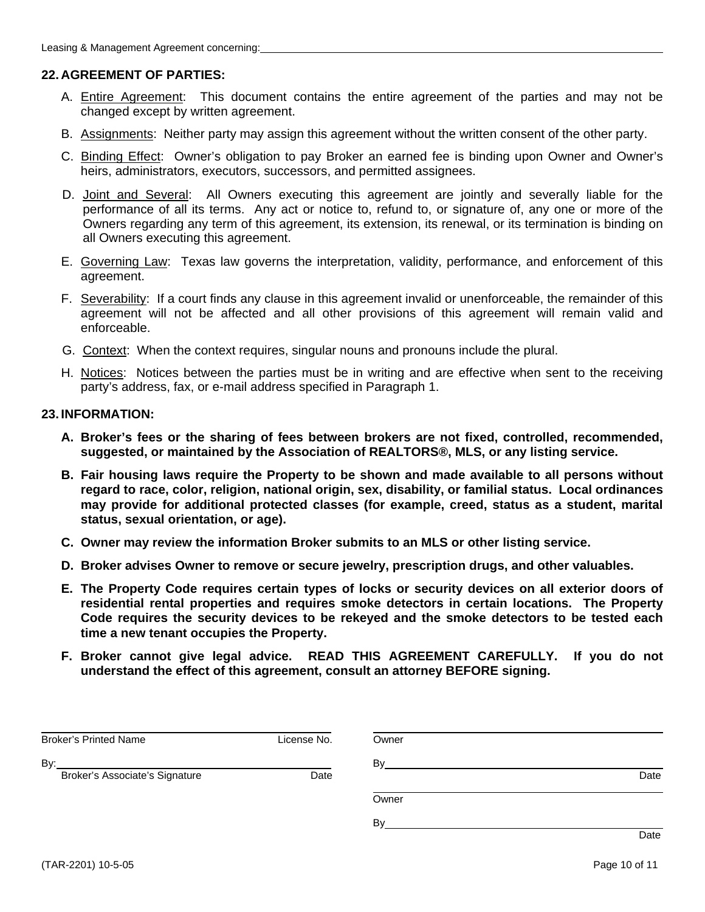Leasing & Management Agreement concerning: ____________________

**22. AGREEMENT OF PARTIES:**

A. Entire Agreement: This document contains the entire agreement of the parties and may not be changed except by written agreement.

B. Assignments: Neither party may assign this agreement without the written consent of the other party.

C. Binding Effect: Owner's obligation to pay Broker an earned fee is binding upon Owner and Owner's heirs, administrators, executors, successors, and permitted assignees.

D. Joint and Several: All Owners executing this agreement are jointly and severally liable for the performance of all its terms. Any act or notice to, refund to, or signature of, any one or more of the Owners regarding any term of this agreement, its extension, its renewal, or its termination is binding on all Owners executing this agreement.

E. Governing Law: Texas law governs the interpretation, validity, performance, and enforcement of this agreement.

F. Severability: If a court finds any clause in this agreement invalid or unenforceable, the remainder of this agreement will not be affected and all other provisions of this agreement will remain valid and enforceable.

G. Context: When the context requires, singular nouns and pronouns include the plural.

H. Notices: Notices between the parties must be in writing and are effective when sent to the receiving party's address, fax, or e-mail address specified in Paragraph 1.

**23. INFORMATION:**

**A. Broker's fees or the sharing of fees between brokers are not fixed, controlled, recommended, suggested, or maintained by the Association of REALTORS®, MLS, or any listing service.**

**B. Fair housing laws require the Property to be shown and made available to all persons without regard to race, color, religion, national origin, sex, disability, or familial status. Local ordinances may provide for additional protected classes (for example, creed, status as a student, marital status, sexual orientation, or age).**

**C. Owner may review the information Broker submits to an MLS or other listing service.**

**D. Broker advises Owner to remove or secure jewelry, prescription drugs, and other valuables.**

**E. The Property Code requires certain types of locks or security devices on all exterior doors of residential rental properties and requires smoke detectors in certain locations. The Property Code requires the security devices to be rekeyed and the smoke detectors to be tested each time a new tenant occupies the Property.**

**F. Broker cannot give legal advice. READ THIS AGREEMENT CAREFULLY. If you do not understand the effect of this agreement, consult an attorney BEFORE signing.**

____________________
Broker's Printed Name License No.

By: ____________________
Broker's Associate's Signature Date

____________________
Owner

By ____________________
Date

____________________
Owner

By ____________________
Date

(TAR-2201) 10-5-05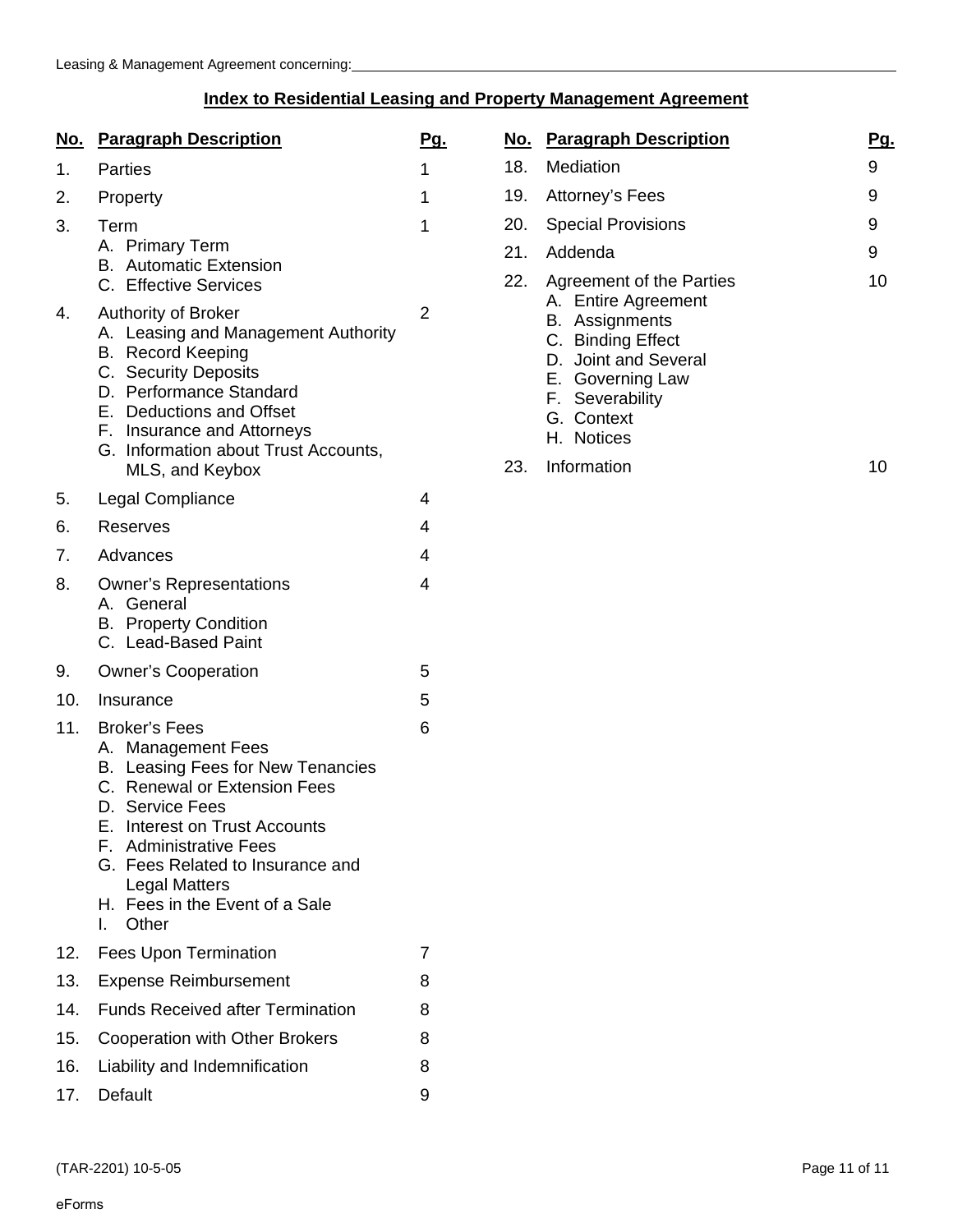Leasing & Management Agreement concerning: ______________________________

## Index to Residential Leasing and Property Management Agreement

| No. | Paragraph Description | Pg. |
|---|---|---|
| 1. | Parties | 1 |
| 2. | Property | 1 |
| 3. | Term<br>A. Primary Term<br>B. Automatic Extension<br>C. Effective Services | 1 |
| 4. | Authority of Broker<br>A. Leasing and Management Authority<br>B. Record Keeping<br>C. Security Deposits<br>D. Performance Standard<br>E. Deductions and Offset<br>F. Insurance and Attorneys<br>G. Information about Trust Accounts, MLS, and Keybox | 2 |
| 5. | Legal Compliance | 4 |
| 6. | Reserves | 4 |
| 7. | Advances | 4 |
| 8. | Owner's Representations<br>A. General<br>B. Property Condition<br>C. Lead-Based Paint | 4 |
| 9. | Owner's Cooperation | 5 |
| 10. | Insurance | 5 |
| 11. | Broker's Fees<br>A. Management Fees<br>B. Leasing Fees for New Tenancies<br>C. Renewal or Extension Fees<br>D. Service Fees<br>E. Interest on Trust Accounts<br>F. Administrative Fees<br>G. Fees Related to Insurance and Legal Matters<br>H. Fees in the Event of a Sale<br>I. Other | 6 |
| 12. | Fees Upon Termination | 7 |
| 13. | Expense Reimbursement | 8 |
| 14. | Funds Received after Termination | 8 |
| 15. | Cooperation with Other Brokers | 8 |
| 16. | Liability and Indemnification | 8 |
| 17. | Default | 9 |
| 18. | Mediation | 9 |
| 19. | Attorney's Fees | 9 |
| 20. | Special Provisions | 9 |
| 21. | Addenda | 9 |
| 22. | Agreement of the Parties<br>A. Entire Agreement<br>B. Assignments<br>C. Binding Effect<br>D. Joint and Several<br>E. Governing Law<br>F. Severability<br>G. Context<br>H. Notices | 10 |
| 23. | Information | 10 |

(TAR-2201) 10-5-05

eForms